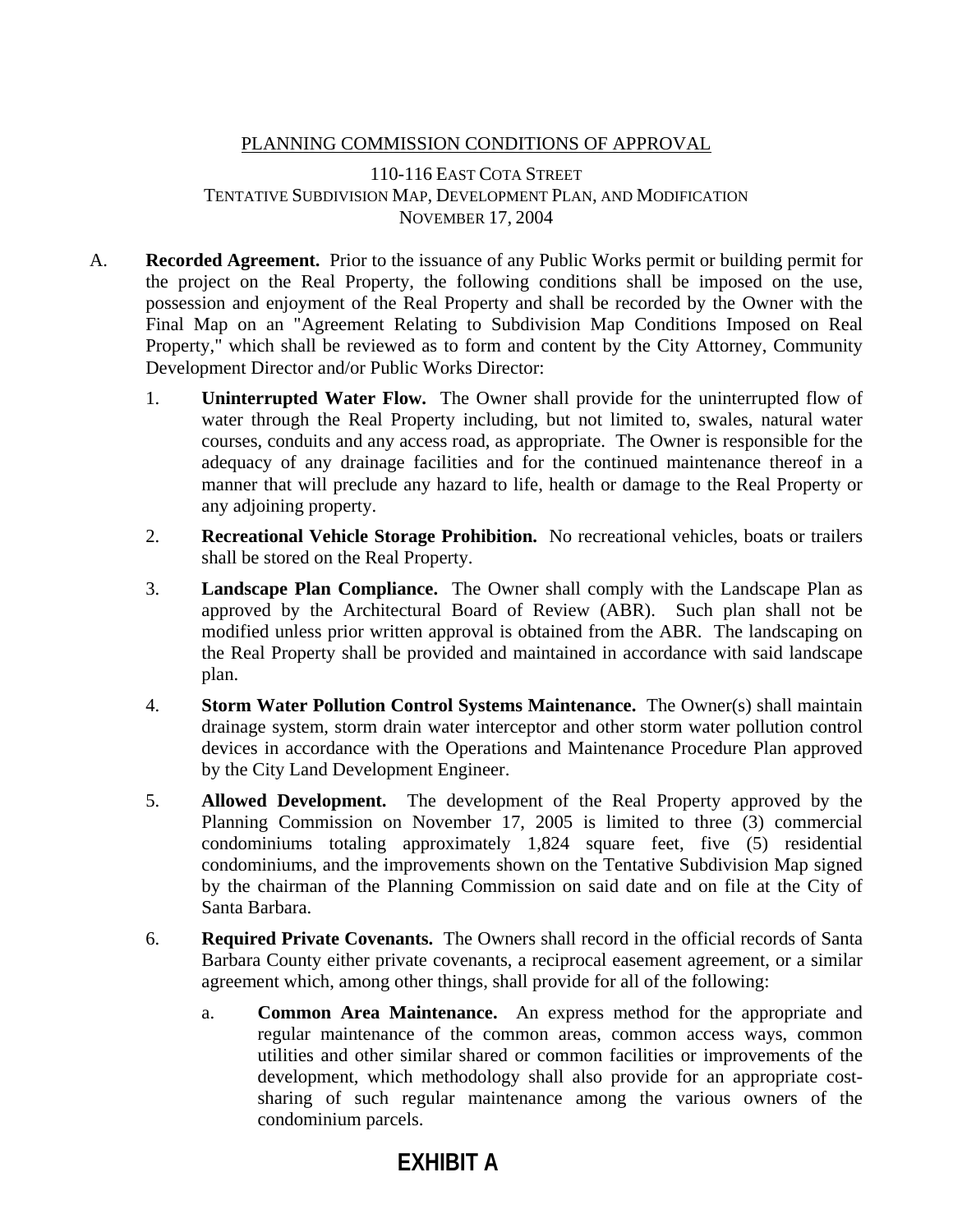PLANNING COMMISSION CONDITIONS OF APPROVAL

110-116 EAST COTA STREET
TENTATIVE SUBDIVISION MAP, DEVELOPMENT PLAN, AND MODIFICATION
NOVEMBER 17, 2004

A. **Recorded Agreement.** Prior to the issuance of any Public Works permit or building permit for the project on the Real Property, the following conditions shall be imposed on the use, possession and enjoyment of the Real Property and shall be recorded by the Owner with the Final Map on an "Agreement Relating to Subdivision Map Conditions Imposed on Real Property," which shall be reviewed as to form and content by the City Attorney, Community Development Director and/or Public Works Director:

   1. **Uninterrupted Water Flow.** The Owner shall provide for the uninterrupted flow of water through the Real Property including, but not limited to, swales, natural water courses, conduits and any access road, as appropriate. The Owner is responsible for the adequacy of any drainage facilities and for the continued maintenance thereof in a manner that will preclude any hazard to life, health or damage to the Real Property or any adjoining property.

   2. **Recreational Vehicle Storage Prohibition.** No recreational vehicles, boats or trailers shall be stored on the Real Property.

   3. **Landscape Plan Compliance.** The Owner shall comply with the Landscape Plan as approved by the Architectural Board of Review (ABR). Such plan shall not be modified unless prior written approval is obtained from the ABR. The landscaping on the Real Property shall be provided and maintained in accordance with said landscape plan.

   4. **Storm Water Pollution Control Systems Maintenance.** The Owner(s) shall maintain drainage system, storm drain water interceptor and other storm water pollution control devices in accordance with the Operations and Maintenance Procedure Plan approved by the City Land Development Engineer.

   5. **Allowed Development.** The development of the Real Property approved by the Planning Commission on November 17, 2005 is limited to three (3) commercial condominiums totaling approximately 1,824 square feet, five (5) residential condominiums, and the improvements shown on the Tentative Subdivision Map signed by the chairman of the Planning Commission on said date and on file at the City of Santa Barbara.

   6. **Required Private Covenants.** The Owners shall record in the official records of Santa Barbara County either private covenants, a reciprocal easement agreement, or a similar agreement which, among other things, shall provide for all of the following:

      a. **Common Area Maintenance.** An express method for the appropriate and regular maintenance of the common areas, common access ways, common utilities and other similar shared or common facilities or improvements of the development, which methodology shall also provide for an appropriate cost-sharing of such regular maintenance among the various owners of the condominium parcels.

**EXHIBIT A**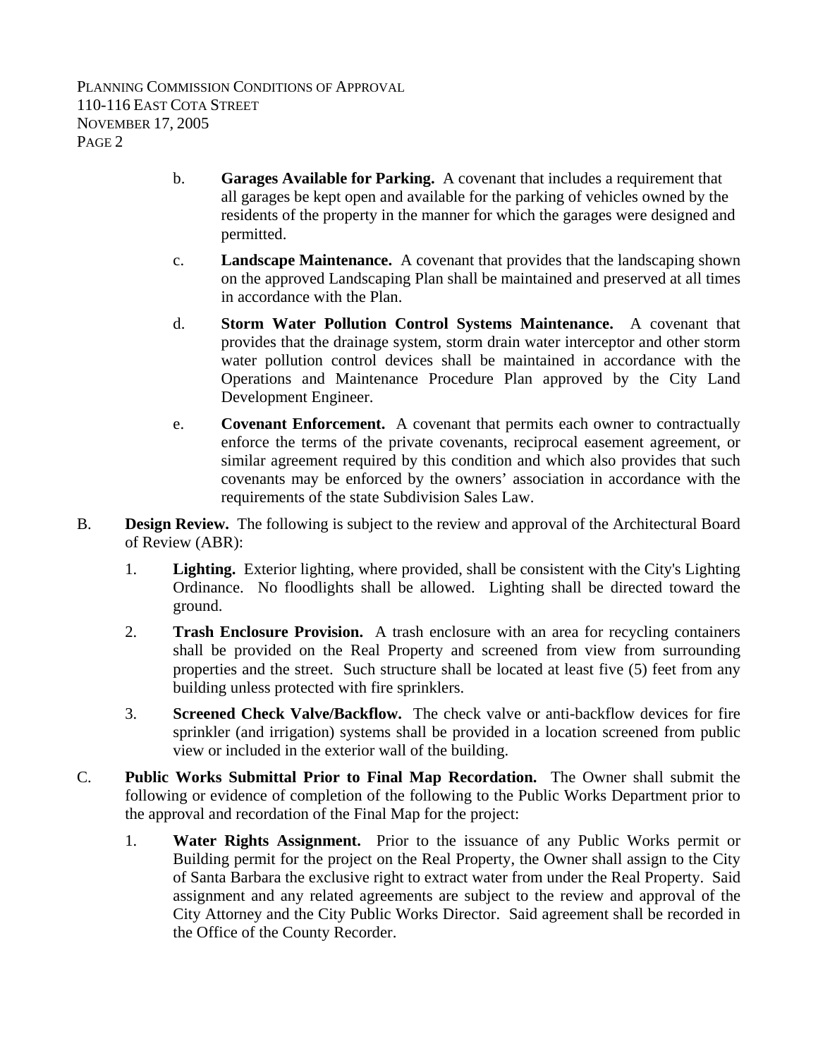b. **Garages Available for Parking.** A covenant that includes a requirement that all garages be kept open and available for the parking of vehicles owned by the residents of the property in the manner for which the garages were designed and permitted.

c. **Landscape Maintenance.** A covenant that provides that the landscaping shown on the approved Landscaping Plan shall be maintained and preserved at all times in accordance with the Plan.

d. **Storm Water Pollution Control Systems Maintenance.** A covenant that provides that the drainage system, storm drain water interceptor and other storm water pollution control devices shall be maintained in accordance with the Operations and Maintenance Procedure Plan approved by the City Land Development Engineer.

e. **Covenant Enforcement.** A covenant that permits each owner to contractually enforce the terms of the private covenants, reciprocal easement agreement, or similar agreement required by this condition and which also provides that such covenants may be enforced by the owners' association in accordance with the requirements of the state Subdivision Sales Law.

B. **Design Review.** The following is subject to the review and approval of the Architectural Board of Review (ABR):

1. **Lighting.** Exterior lighting, where provided, shall be consistent with the City's Lighting Ordinance. No floodlights shall be allowed. Lighting shall be directed toward the ground.

2. **Trash Enclosure Provision.** A trash enclosure with an area for recycling containers shall be provided on the Real Property and screened from view from surrounding properties and the street. Such structure shall be located at least five (5) feet from any building unless protected with fire sprinklers.

3. **Screened Check Valve/Backflow.** The check valve or anti-backflow devices for fire sprinkler (and irrigation) systems shall be provided in a location screened from public view or included in the exterior wall of the building.

C. **Public Works Submittal Prior to Final Map Recordation.** The Owner shall submit the following or evidence of completion of the following to the Public Works Department prior to the approval and recordation of the Final Map for the project:

1. **Water Rights Assignment.** Prior to the issuance of any Public Works permit or Building permit for the project on the Real Property, the Owner shall assign to the City of Santa Barbara the exclusive right to extract water from under the Real Property. Said assignment and any related agreements are subject to the review and approval of the City Attorney and the City Public Works Director. Said agreement shall be recorded in the Office of the County Recorder.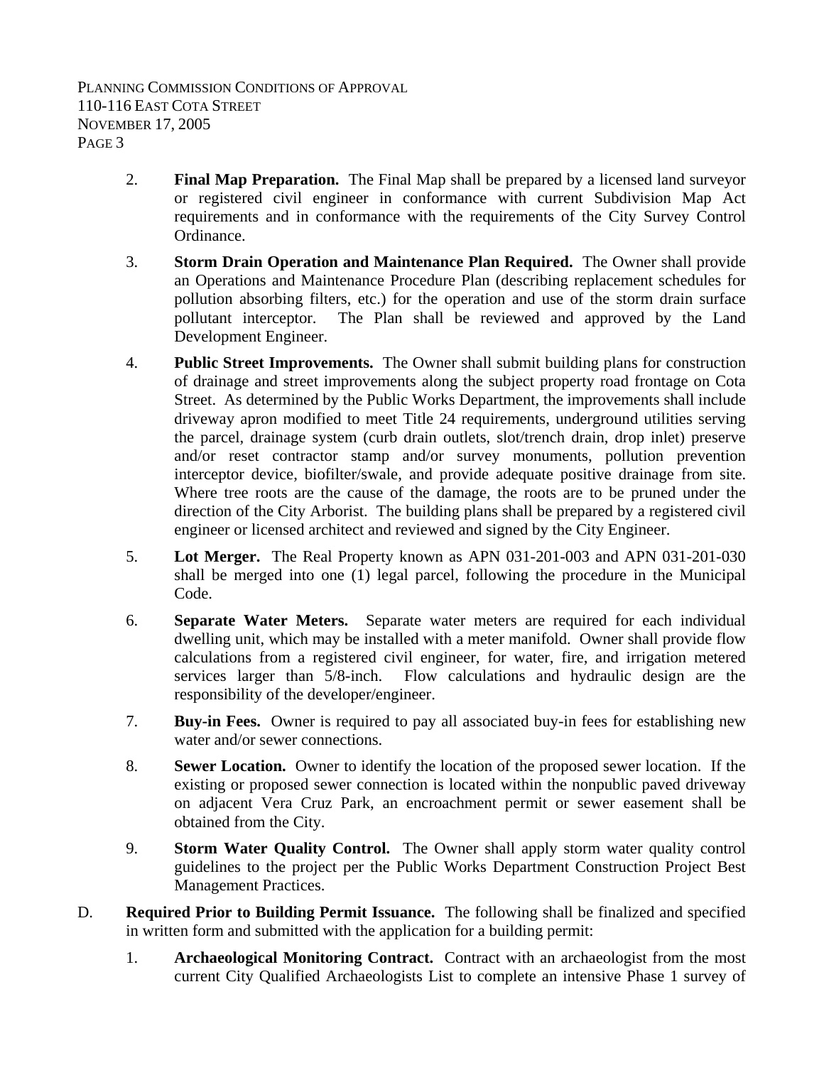2. **Final Map Preparation.** The Final Map shall be prepared by a licensed land surveyor or registered civil engineer in conformance with current Subdivision Map Act requirements and in conformance with the requirements of the City Survey Control Ordinance.

3. **Storm Drain Operation and Maintenance Plan Required.** The Owner shall provide an Operations and Maintenance Procedure Plan (describing replacement schedules for pollution absorbing filters, etc.) for the operation and use of the storm drain surface pollutant interceptor. The Plan shall be reviewed and approved by the Land Development Engineer.

4. **Public Street Improvements.** The Owner shall submit building plans for construction of drainage and street improvements along the subject property road frontage on Cota Street. As determined by the Public Works Department, the improvements shall include driveway apron modified to meet Title 24 requirements, underground utilities serving the parcel, drainage system (curb drain outlets, slot/trench drain, drop inlet) preserve and/or reset contractor stamp and/or survey monuments, pollution prevention interceptor device, biofilter/swale, and provide adequate positive drainage from site. Where tree roots are the cause of the damage, the roots are to be pruned under the direction of the City Arborist. The building plans shall be prepared by a registered civil engineer or licensed architect and reviewed and signed by the City Engineer.

5. **Lot Merger.** The Real Property known as APN 031-201-003 and APN 031-201-030 shall be merged into one (1) legal parcel, following the procedure in the Municipal Code.

6. **Separate Water Meters.** Separate water meters are required for each individual dwelling unit, which may be installed with a meter manifold. Owner shall provide flow calculations from a registered civil engineer, for water, fire, and irrigation metered services larger than 5/8-inch. Flow calculations and hydraulic design are the responsibility of the developer/engineer.

7. **Buy-in Fees.** Owner is required to pay all associated buy-in fees for establishing new water and/or sewer connections.

8. **Sewer Location.** Owner to identify the location of the proposed sewer location. If the existing or proposed sewer connection is located within the nonpublic paved driveway on adjacent Vera Cruz Park, an encroachment permit or sewer easement shall be obtained from the City.

9. **Storm Water Quality Control.** The Owner shall apply storm water quality control guidelines to the project per the Public Works Department Construction Project Best Management Practices.

D. **Required Prior to Building Permit Issuance.** The following shall be finalized and specified in written form and submitted with the application for a building permit:

1. **Archaeological Monitoring Contract.** Contract with an archaeologist from the most current City Qualified Archaeologists List to complete an intensive Phase 1 survey of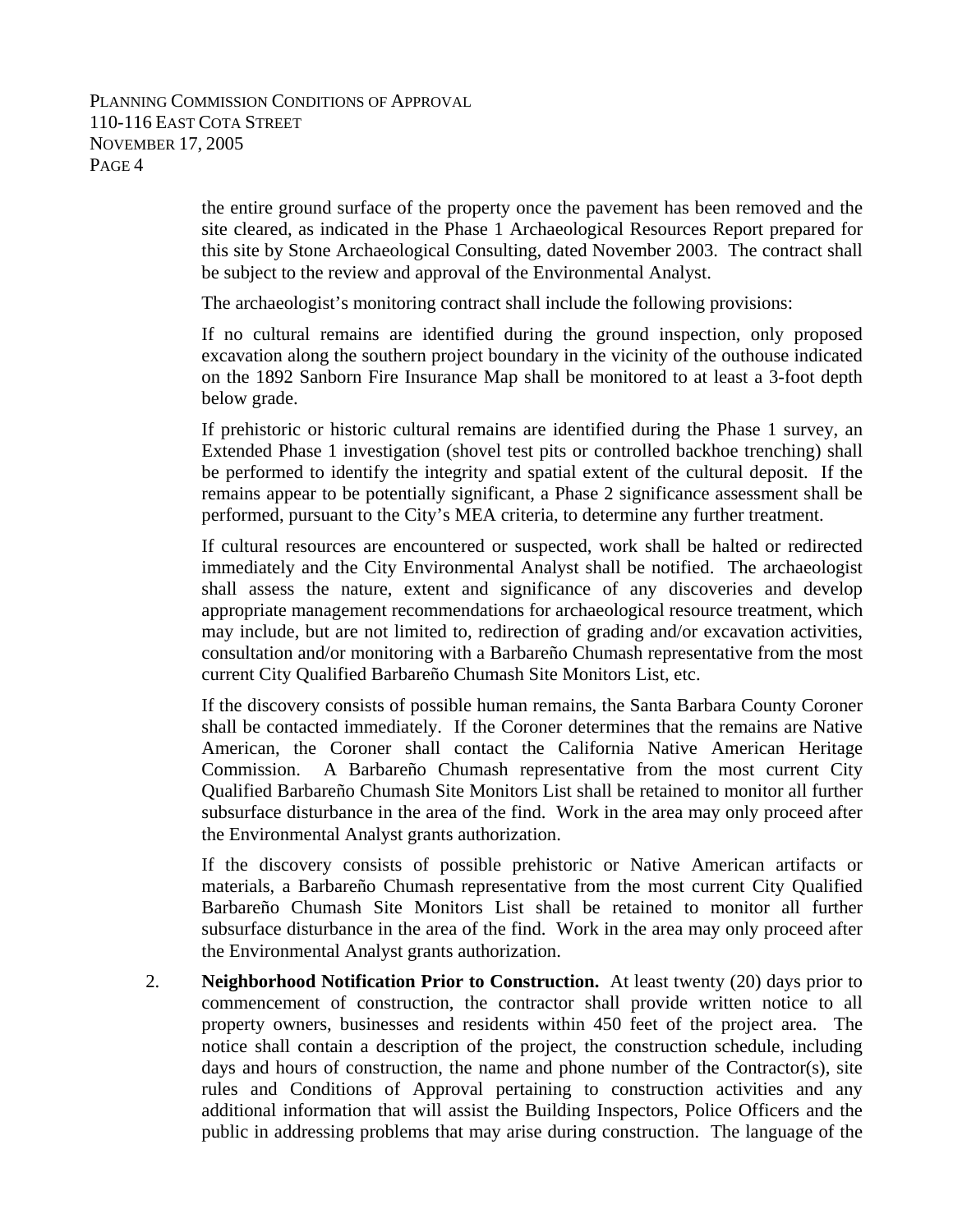the entire ground surface of the property once the pavement has been removed and the site cleared, as indicated in the Phase 1 Archaeological Resources Report prepared for this site by Stone Archaeological Consulting, dated November 2003. The contract shall be subject to the review and approval of the Environmental Analyst.

The archaeologist's monitoring contract shall include the following provisions:

If no cultural remains are identified during the ground inspection, only proposed excavation along the southern project boundary in the vicinity of the outhouse indicated on the 1892 Sanborn Fire Insurance Map shall be monitored to at least a 3-foot depth below grade.

If prehistoric or historic cultural remains are identified during the Phase 1 survey, an Extended Phase 1 investigation (shovel test pits or controlled backhoe trenching) shall be performed to identify the integrity and spatial extent of the cultural deposit. If the remains appear to be potentially significant, a Phase 2 significance assessment shall be performed, pursuant to the City's MEA criteria, to determine any further treatment.

If cultural resources are encountered or suspected, work shall be halted or redirected immediately and the City Environmental Analyst shall be notified. The archaeologist shall assess the nature, extent and significance of any discoveries and develop appropriate management recommendations for archaeological resource treatment, which may include, but are not limited to, redirection of grading and/or excavation activities, consultation and/or monitoring with a Barbareño Chumash representative from the most current City Qualified Barbareño Chumash Site Monitors List, etc.

If the discovery consists of possible human remains, the Santa Barbara County Coroner shall be contacted immediately. If the Coroner determines that the remains are Native American, the Coroner shall contact the California Native American Heritage Commission. A Barbareño Chumash representative from the most current City Qualified Barbareño Chumash Site Monitors List shall be retained to monitor all further subsurface disturbance in the area of the find. Work in the area may only proceed after the Environmental Analyst grants authorization.

If the discovery consists of possible prehistoric or Native American artifacts or materials, a Barbareño Chumash representative from the most current City Qualified Barbareño Chumash Site Monitors List shall be retained to monitor all further subsurface disturbance in the area of the find. Work in the area may only proceed after the Environmental Analyst grants authorization.

2. **Neighborhood Notification Prior to Construction.** At least twenty (20) days prior to commencement of construction, the contractor shall provide written notice to all property owners, businesses and residents within 450 feet of the project area. The notice shall contain a description of the project, the construction schedule, including days and hours of construction, the name and phone number of the Contractor(s), site rules and Conditions of Approval pertaining to construction activities and any additional information that will assist the Building Inspectors, Police Officers and the public in addressing problems that may arise during construction. The language of the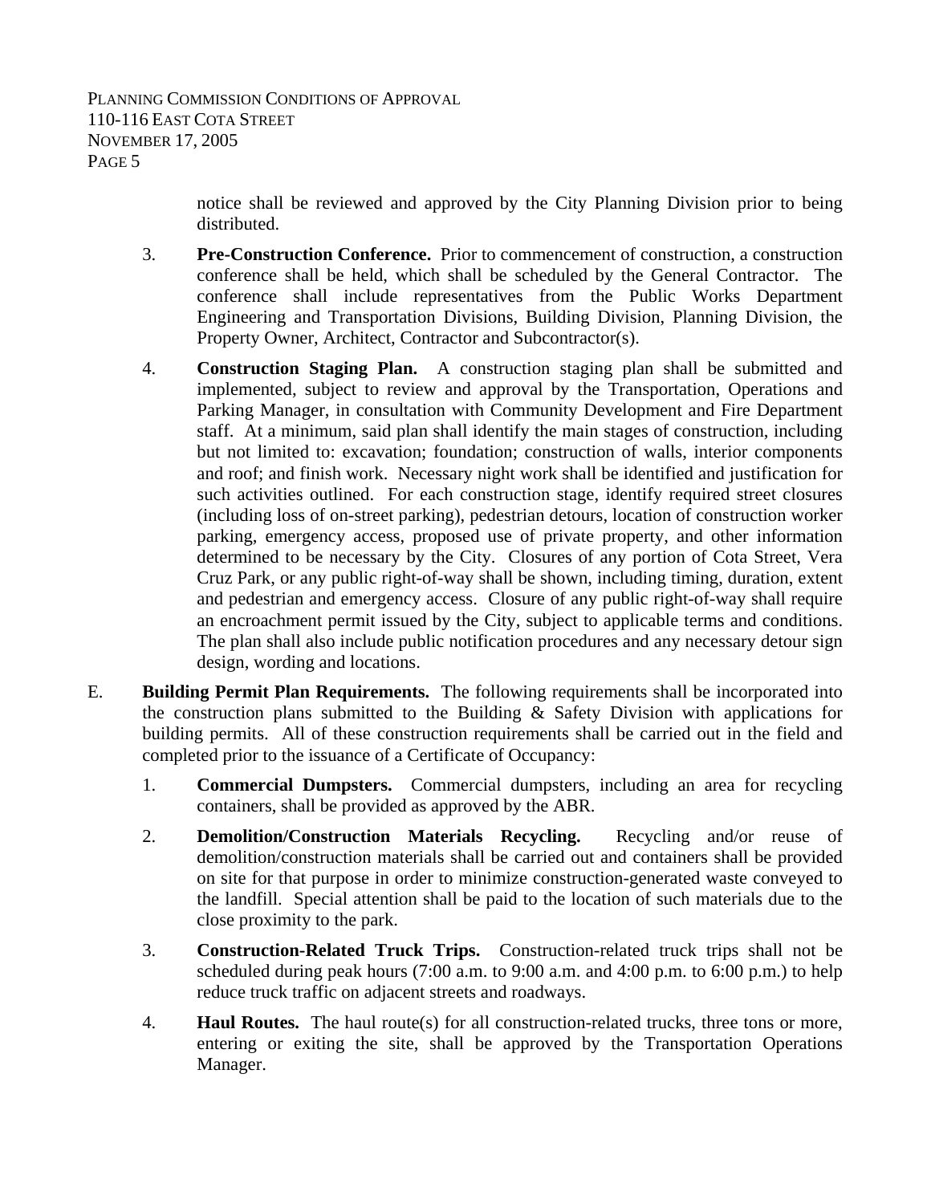notice shall be reviewed and approved by the City Planning Division prior to being distributed.

3. **Pre-Construction Conference.** Prior to commencement of construction, a construction conference shall be held, which shall be scheduled by the General Contractor. The conference shall include representatives from the Public Works Department Engineering and Transportation Divisions, Building Division, Planning Division, the Property Owner, Architect, Contractor and Subcontractor(s).

4. **Construction Staging Plan.** A construction staging plan shall be submitted and implemented, subject to review and approval by the Transportation, Operations and Parking Manager, in consultation with Community Development and Fire Department staff. At a minimum, said plan shall identify the main stages of construction, including but not limited to: excavation; foundation; construction of walls, interior components and roof; and finish work. Necessary night work shall be identified and justification for such activities outlined. For each construction stage, identify required street closures (including loss of on-street parking), pedestrian detours, location of construction worker parking, emergency access, proposed use of private property, and other information determined to be necessary by the City. Closures of any portion of Cota Street, Vera Cruz Park, or any public right-of-way shall be shown, including timing, duration, extent and pedestrian and emergency access. Closure of any public right-of-way shall require an encroachment permit issued by the City, subject to applicable terms and conditions. The plan shall also include public notification procedures and any necessary detour sign design, wording and locations.

E. **Building Permit Plan Requirements.** The following requirements shall be incorporated into the construction plans submitted to the Building & Safety Division with applications for building permits. All of these construction requirements shall be carried out in the field and completed prior to the issuance of a Certificate of Occupancy:

1. **Commercial Dumpsters.** Commercial dumpsters, including an area for recycling containers, shall be provided as approved by the ABR.

2. **Demolition/Construction Materials Recycling.** Recycling and/or reuse of demolition/construction materials shall be carried out and containers shall be provided on site for that purpose in order to minimize construction-generated waste conveyed to the landfill. Special attention shall be paid to the location of such materials due to the close proximity to the park.

3. **Construction-Related Truck Trips.** Construction-related truck trips shall not be scheduled during peak hours (7:00 a.m. to 9:00 a.m. and 4:00 p.m. to 6:00 p.m.) to help reduce truck traffic on adjacent streets and roadways.

4. **Haul Routes.** The haul route(s) for all construction-related trucks, three tons or more, entering or exiting the site, shall be approved by the Transportation Operations Manager.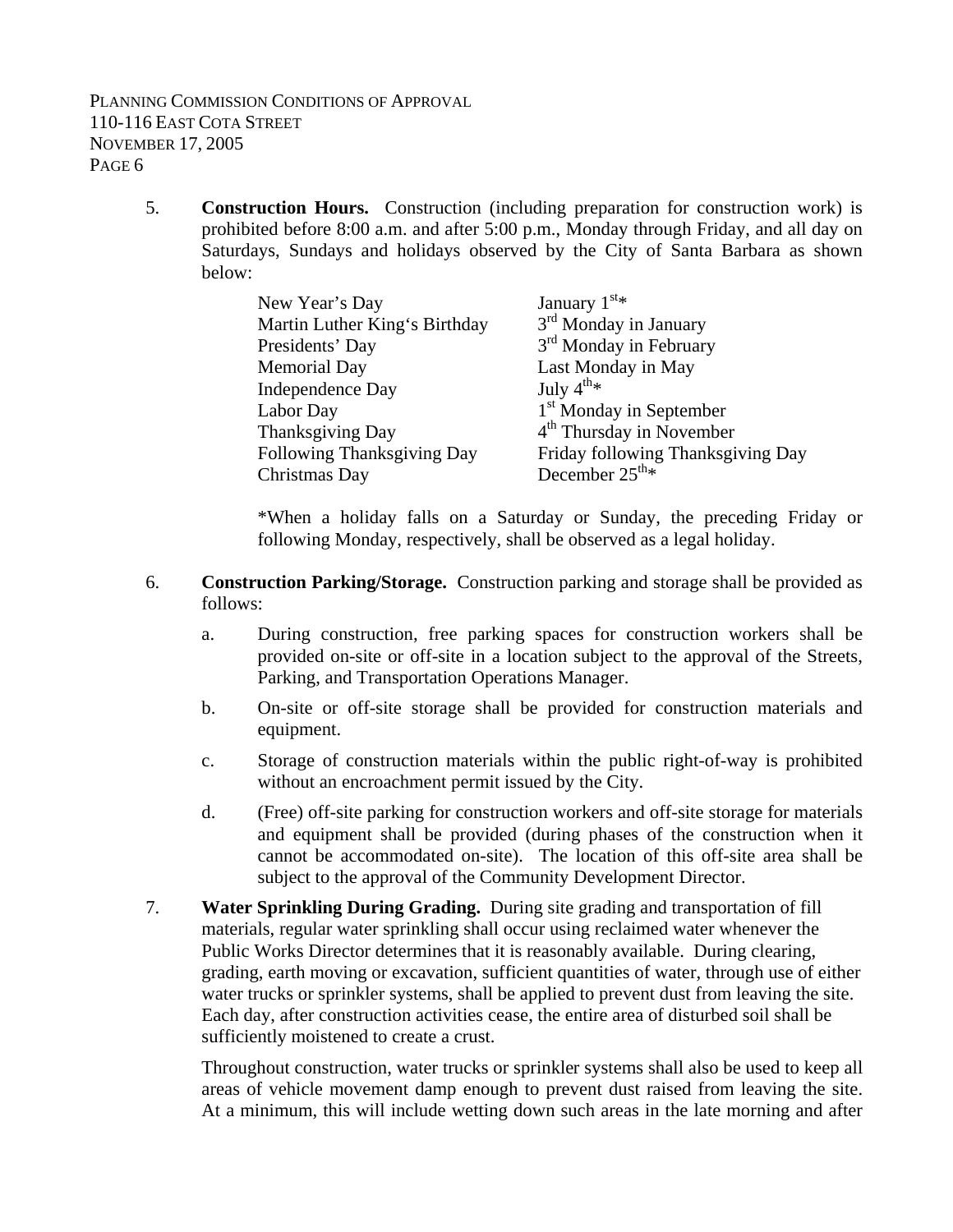5. **Construction Hours.** Construction (including preparation for construction work) is prohibited before 8:00 a.m. and after 5:00 p.m., Monday through Friday, and all day on Saturdays, Sundays and holidays observed by the City of Santa Barbara as shown below:

| | |
|---|---|
| New Year's Day | January 1st* |
| Martin Luther King's Birthday | 3rd Monday in January |
| Presidents' Day | 3rd Monday in February |
| Memorial Day | Last Monday in May |
| Independence Day | July 4th* |
| Labor Day | 1st Monday in September |
| Thanksgiving Day | 4th Thursday in November |
| Following Thanksgiving Day | Friday following Thanksgiving Day |
| Christmas Day | December 25th* |

*When a holiday falls on a Saturday or Sunday, the preceding Friday or following Monday, respectively, shall be observed as a legal holiday.

6. **Construction Parking/Storage.** Construction parking and storage shall be provided as follows:

   a. During construction, free parking spaces for construction workers shall be provided on-site or off-site in a location subject to the approval of the Streets, Parking, and Transportation Operations Manager.

   b. On-site or off-site storage shall be provided for construction materials and equipment.

   c. Storage of construction materials within the public right-of-way is prohibited without an encroachment permit issued by the City.

   d. (Free) off-site parking for construction workers and off-site storage for materials and equipment shall be provided (during phases of the construction when it cannot be accommodated on-site). The location of this off-site area shall be subject to the approval of the Community Development Director.

7. **Water Sprinkling During Grading.** During site grading and transportation of fill materials, regular water sprinkling shall occur using reclaimed water whenever the Public Works Director determines that it is reasonably available. During clearing, grading, earth moving or excavation, sufficient quantities of water, through use of either water trucks or sprinkler systems, shall be applied to prevent dust from leaving the site. Each day, after construction activities cease, the entire area of disturbed soil shall be sufficiently moistened to create a crust.

   Throughout construction, water trucks or sprinkler systems shall also be used to keep all areas of vehicle movement damp enough to prevent dust raised from leaving the site. At a minimum, this will include wetting down such areas in the late morning and after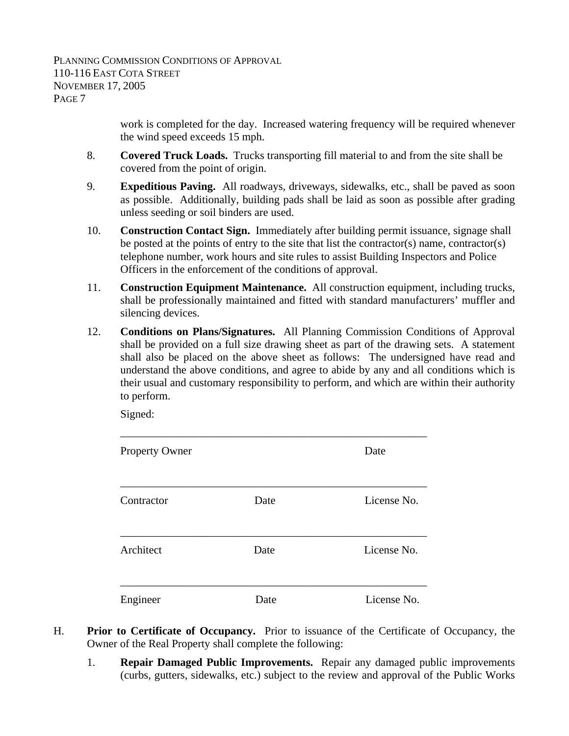work is completed for the day. Increased watering frequency will be required whenever the wind speed exceeds 15 mph.

8. **Covered Truck Loads.** Trucks transporting fill material to and from the site shall be covered from the point of origin.

9. **Expeditious Paving.** All roadways, driveways, sidewalks, etc., shall be paved as soon as possible. Additionally, building pads shall be laid as soon as possible after grading unless seeding or soil binders are used.

10. **Construction Contact Sign.** Immediately after building permit issuance, signage shall be posted at the points of entry to the site that list the contractor(s) name, contractor(s) telephone number, work hours and site rules to assist Building Inspectors and Police Officers in the enforcement of the conditions of approval.

11. **Construction Equipment Maintenance.** All construction equipment, including trucks, shall be professionally maintained and fitted with standard manufacturers' muffler and silencing devices.

12. **Conditions on Plans/Signatures.** All Planning Commission Conditions of Approval shall be provided on a full size drawing sheet as part of the drawing sets. A statement shall also be placed on the above sheet as follows: The undersigned have read and understand the above conditions, and agree to abide by any and all conditions which is their usual and customary responsibility to perform, and which are within their authority to perform.

    Signed:

    \_\_\_\_\_\_\_\_\_\_\_\_\_\_\_\_\_\_\_\_\_\_\_\_\_\_\_\_\_\_\_\_\_\_\_\_\_\_\_\_\_\_\_\_\_\_\_\_\_\_\_\_\_\_
    
    Property Owner Date

    \_\_\_\_\_\_\_\_\_\_\_\_\_\_\_\_\_\_\_\_\_\_\_\_\_\_\_\_\_\_\_\_\_\_\_\_\_\_\_\_\_\_\_\_\_\_\_\_\_\_\_\_\_\_
    
    Contractor Date License No.

    \_\_\_\_\_\_\_\_\_\_\_\_\_\_\_\_\_\_\_\_\_\_\_\_\_\_\_\_\_\_\_\_\_\_\_\_\_\_\_\_\_\_\_\_\_\_\_\_\_\_\_\_\_\_
    
    Architect Date License No.

    \_\_\_\_\_\_\_\_\_\_\_\_\_\_\_\_\_\_\_\_\_\_\_\_\_\_\_\_\_\_\_\_\_\_\_\_\_\_\_\_\_\_\_\_\_\_\_\_\_\_\_\_\_\_
    
    Engineer Date License No.

H. **Prior to Certificate of Occupancy.** Prior to issuance of the Certificate of Occupancy, the Owner of the Real Property shall complete the following:

1. **Repair Damaged Public Improvements.** Repair any damaged public improvements (curbs, gutters, sidewalks, etc.) subject to the review and approval of the Public Works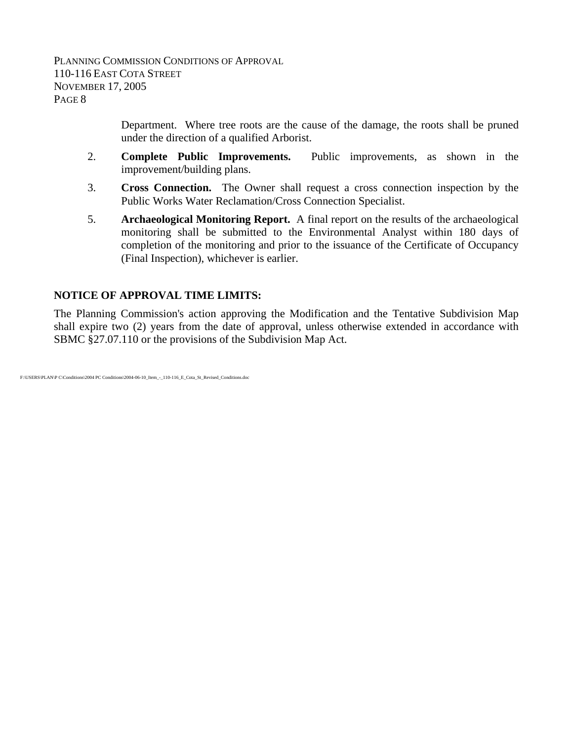Department. Where tree roots are the cause of the damage, the roots shall be pruned under the direction of a qualified Arborist.

2. **Complete Public Improvements.** Public improvements, as shown in the improvement/building plans.

3. **Cross Connection.** The Owner shall request a cross connection inspection by the Public Works Water Reclamation/Cross Connection Specialist.

5. **Archaeological Monitoring Report.** A final report on the results of the archaeological monitoring shall be submitted to the Environmental Analyst within 180 days of completion of the monitoring and prior to the issuance of the Certificate of Occupancy (Final Inspection), whichever is earlier.

**NOTICE OF APPROVAL TIME LIMITS:**

The Planning Commission's action approving the Modification and the Tentative Subdivision Map shall expire two (2) years from the date of approval, unless otherwise extended in accordance with SBMC §27.07.110 or the provisions of the Subdivision Map Act.

F:\USERS\PLAN\P C\Conditions\2004 PC Conditions\2004-06-10_Item_-_110-116_E_Cota_St_Revised_Conditions.doc